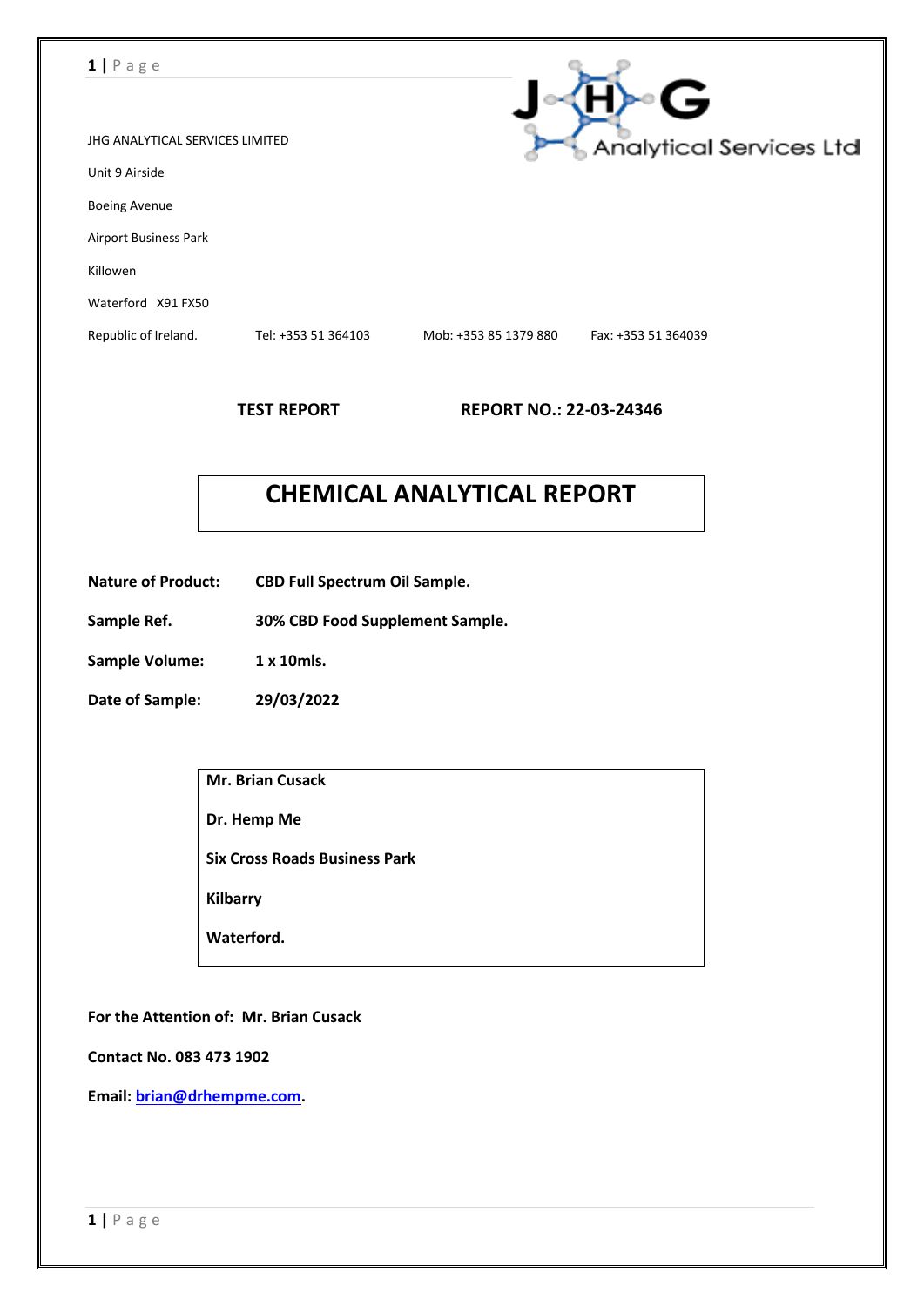JHG ANALYTICAL SERVICES LIMITED

Unit 9 Airside

Boeing Avenue

Airport Business Park

Killowen

Waterford X91 FX50

Republic of Ireland. Tel: +353 51 364103 Mob: +353 85 1379 880 Fax: +353 51 364039

**TEST REPORT** **REPORT NO.: 22-03-24346**

# CHEMICAL ANALYTICAL REPORT

**Nature of Product:** **CBD Full Spectrum Oil Sample.**

**Sample Ref.** **30% CBD Food Supplement Sample.**

**Sample Volume:** **1 x 10mls.**

**Date of Sample:** **29/03/2022**

**Mr. Brian Cusack**

**Dr. Hemp Me**

**Six Cross Roads Business Park**

**Kilbarry**

**Waterford.**

**For the Attention of: Mr. Brian Cusack**

**Contact No. 083 473 1902**

**Email: brian@drhempme.com.**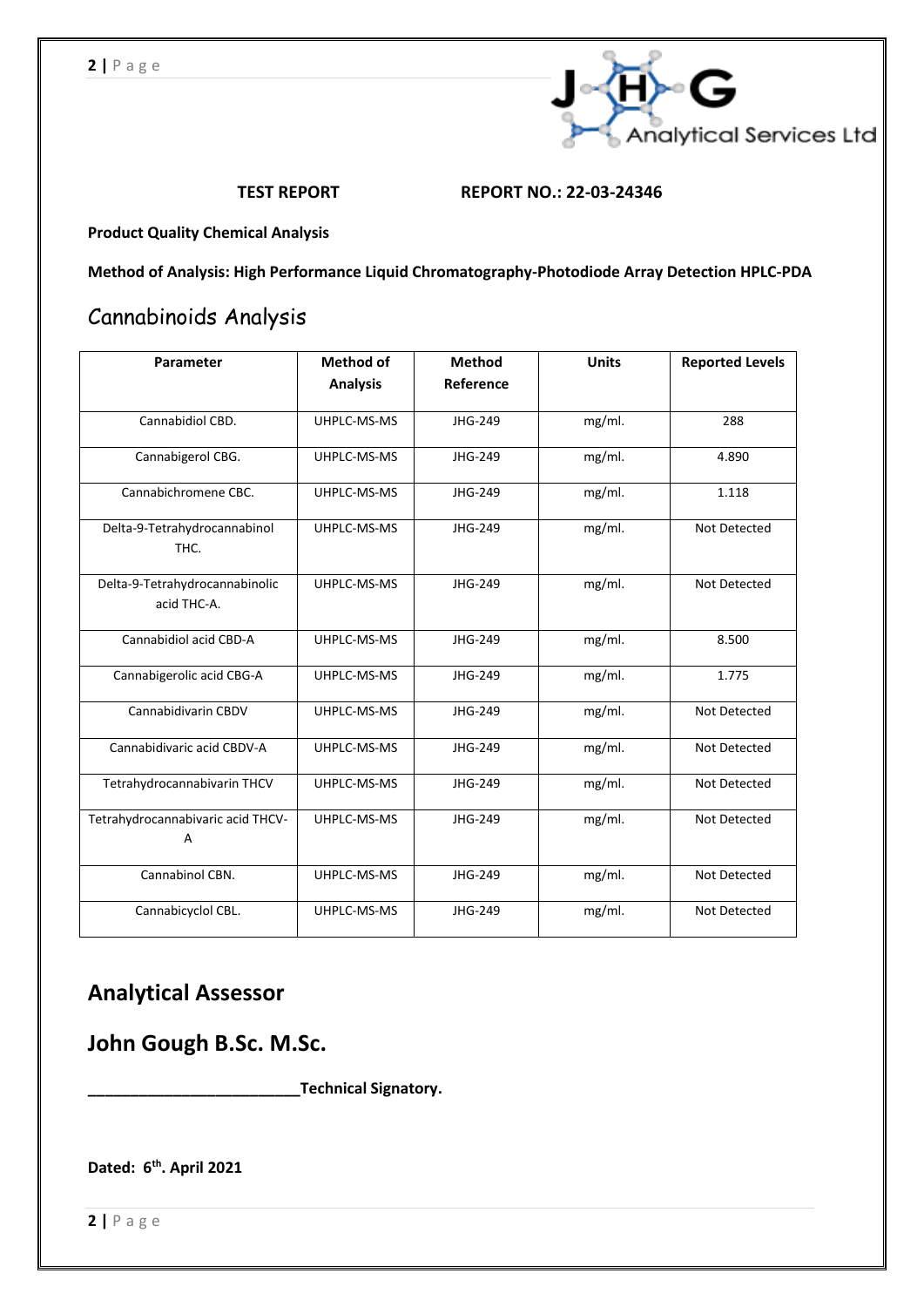**TEST REPORT** **REPORT NO.: 22-03-24346**

**Product Quality Chemical Analysis**

**Method of Analysis: High Performance Liquid Chromatography-Photodiode Array Detection HPLC-PDA**

# Cannabinoids Analysis

| Parameter | Method of Analysis | Method Reference | Units | Reported Levels |
|---|---|---|---|---|
| Cannabidiol CBD. | UHPLC-MS-MS | JHG-249 | mg/ml. | 288 |
| Cannabigerol CBG. | UHPLC-MS-MS | JHG-249 | mg/ml. | 4.890 |
| Cannabichromene CBC. | UHPLC-MS-MS | JHG-249 | mg/ml. | 1.118 |
| Delta-9-Tetrahydrocannabinol THC. | UHPLC-MS-MS | JHG-249 | mg/ml. | Not Detected |
| Delta-9-Tetrahydrocannabinolic acid THC-A. | UHPLC-MS-MS | JHG-249 | mg/ml. | Not Detected |
| Cannabidiol acid CBD-A | UHPLC-MS-MS | JHG-249 | mg/ml. | 8.500 |
| Cannabigerolic acid CBG-A | UHPLC-MS-MS | JHG-249 | mg/ml. | 1.775 |
| Cannabidivarin CBDV | UHPLC-MS-MS | JHG-249 | mg/ml. | Not Detected |
| Cannabidivaric acid CBDV-A | UHPLC-MS-MS | JHG-249 | mg/ml. | Not Detected |
| Tetrahydrocannabivarin THCV | UHPLC-MS-MS | JHG-249 | mg/ml. | Not Detected |
| Tetrahydrocannabivaric acid THCV-A | UHPLC-MS-MS | JHG-249 | mg/ml. | Not Detected |
| Cannabinol CBN. | UHPLC-MS-MS | JHG-249 | mg/ml. | Not Detected |
| Cannabicyclol CBL. | UHPLC-MS-MS | JHG-249 | mg/ml. | Not Detected |

## Analytical Assessor

## John Gough B.Sc. M.Sc.

**________________________Technical Signatory.**

**Dated: 6th. April 2021**